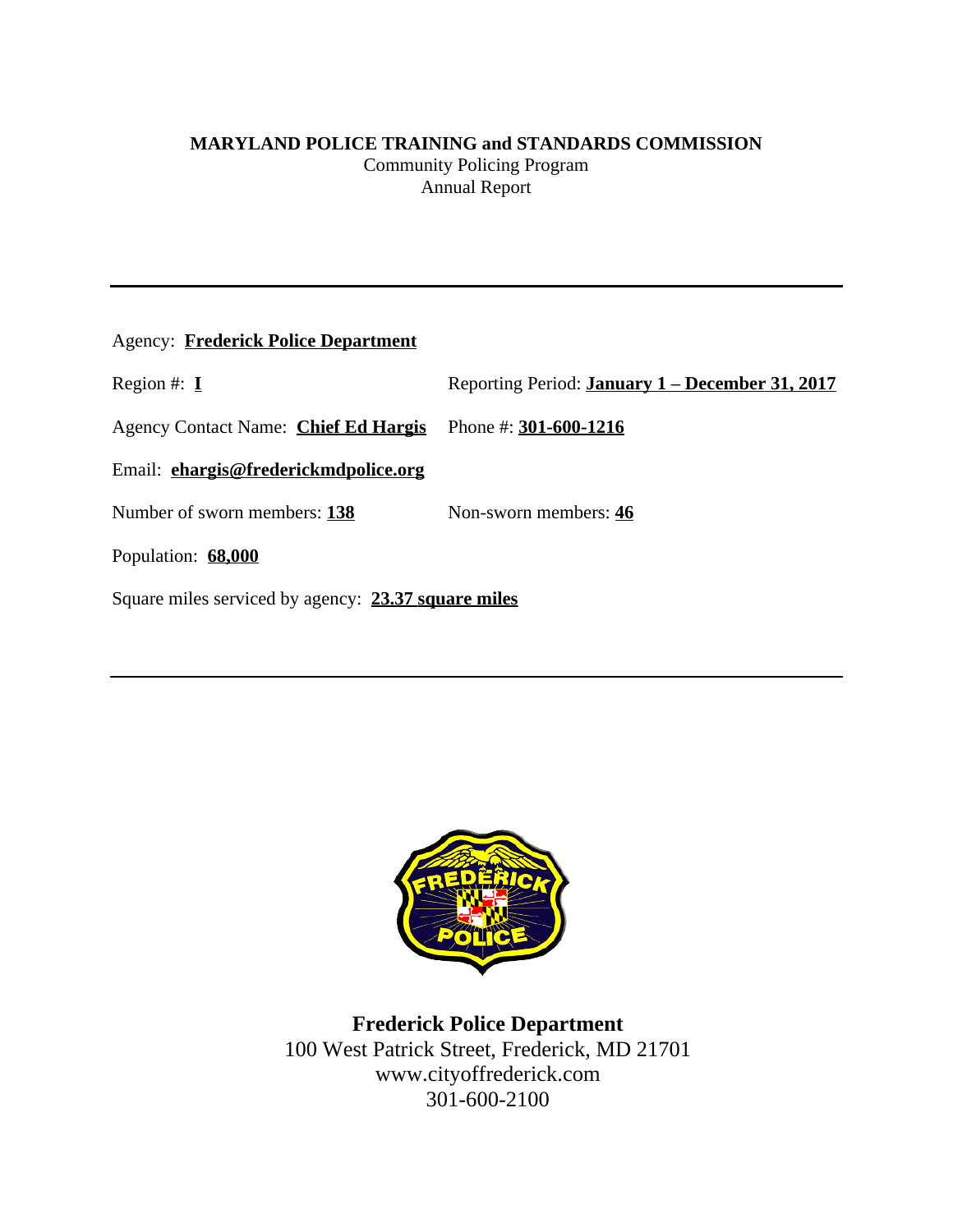**MARYLAND POLICE TRAINING and STANDARDS COMMISSION**

Community Policing Program

Annual Report

---

Agency: **Frederick Police Department**

Region #: **I**

Reporting Period: **January 1 – December 31, 2017**

Agency Contact Name: **Chief Ed Hargis**

Phone #: **301-600-1216**

Email: **ehargis@frederickmdpolice.org**

Number of sworn members: **138**

Non-sworn members: **46**

Population: **68,000**

Square miles serviced by agency: **23.37 square miles**

---

**Frederick Police Department**

100 West Patrick Street, Frederick, MD 21701

www.cityoffrederick.com

301-600-2100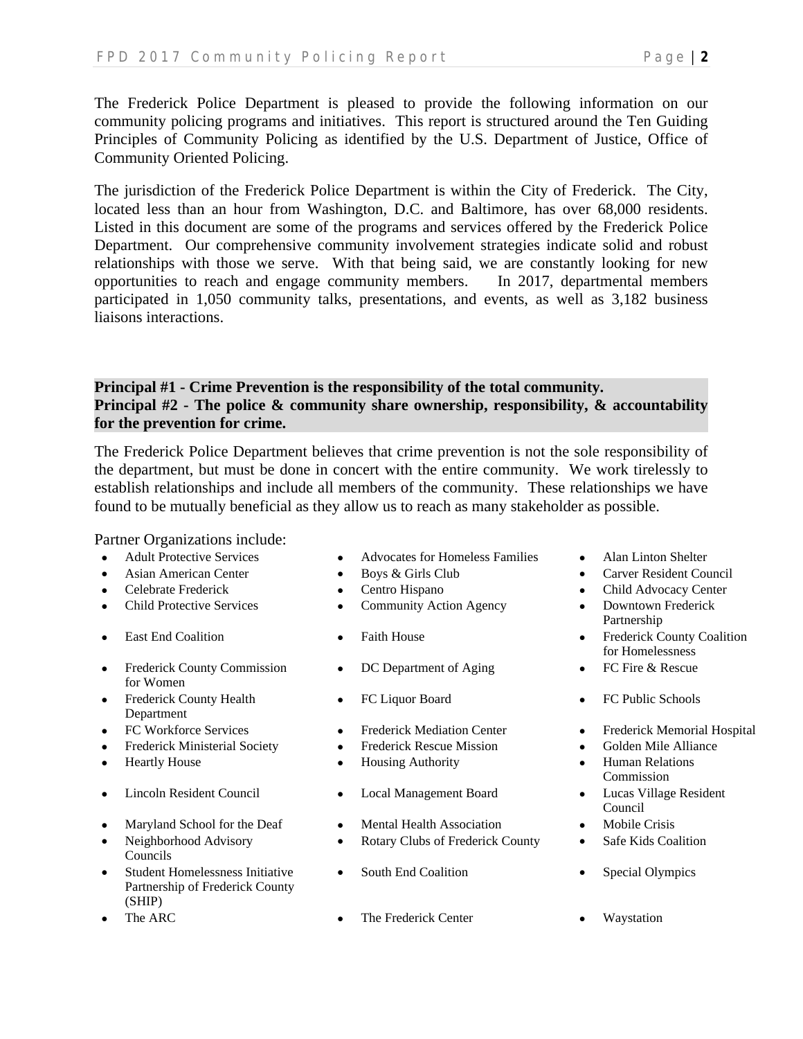The Frederick Police Department is pleased to provide the following information on our community policing programs and initiatives. This report is structured around the Ten Guiding Principles of Community Policing as identified by the U.S. Department of Justice, Office of Community Oriented Policing.

The jurisdiction of the Frederick Police Department is within the City of Frederick. The City, located less than an hour from Washington, D.C. and Baltimore, has over 68,000 residents. Listed in this document are some of the programs and services offered by the Frederick Police Department. Our comprehensive community involvement strategies indicate solid and robust relationships with those we serve. With that being said, we are constantly looking for new opportunities to reach and engage community members. In 2017, departmental members participated in 1,050 community talks, presentations, and events, as well as 3,182 business liaisons interactions.

**Principal #1 - Crime Prevention is the responsibility of the total community.**
**Principal #2 - The police & community share ownership, responsibility, & accountability for the prevention for crime.**

The Frederick Police Department believes that crime prevention is not the sole responsibility of the department, but must be done in concert with the entire community. We work tirelessly to establish relationships and include all members of the community. These relationships we have found to be mutually beneficial as they allow us to reach as many stakeholder as possible.

Partner Organizations include:

- Adult Protective Services
- Advocates for Homeless Families
- Alan Linton Shelter
- Asian American Center
- Boys & Girls Club
- Carver Resident Council
- Celebrate Frederick
- Centro Hispano
- Child Advocacy Center
- Child Protective Services
- Community Action Agency
- Downtown Frederick Partnership
- East End Coalition
- Faith House
- Frederick County Coalition for Homelessness
- Frederick County Commission for Women
- DC Department of Aging
- FC Fire & Rescue
- Frederick County Health Department
- FC Liquor Board
- FC Public Schools
- FC Workforce Services
- Frederick Mediation Center
- Frederick Memorial Hospital
- Frederick Ministerial Society
- Frederick Rescue Mission
- Golden Mile Alliance
- Heartly House
- Housing Authority
- Human Relations Commission
- Lincoln Resident Council
- Local Management Board
- Lucas Village Resident Council
- Maryland School for the Deaf
- Mental Health Association
- Mobile Crisis
- Neighborhood Advisory Councils
- Rotary Clubs of Frederick County
- Safe Kids Coalition
- Student Homelessness Initiative Partnership of Frederick County (SHIP)
- South End Coalition
- Special Olympics
- The ARC
- The Frederick Center
- Waystation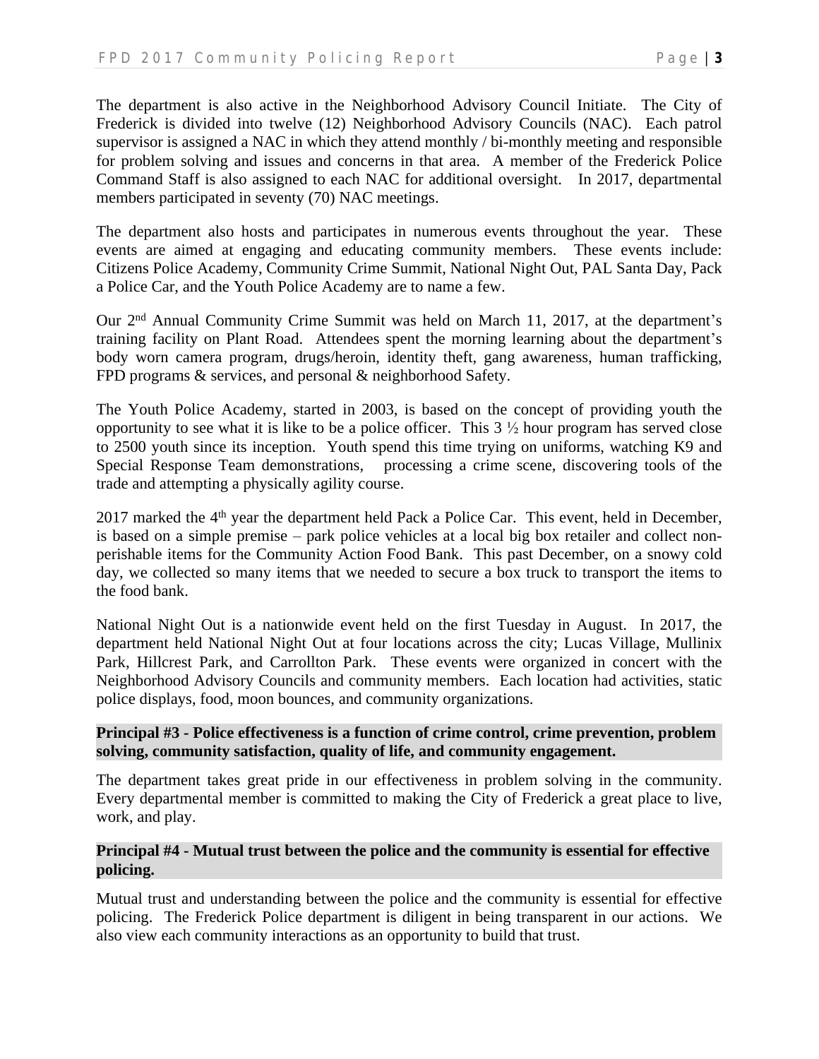The department is also active in the Neighborhood Advisory Council Initiate. The City of Frederick is divided into twelve (12) Neighborhood Advisory Councils (NAC). Each patrol supervisor is assigned a NAC in which they attend monthly / bi-monthly meeting and responsible for problem solving and issues and concerns in that area. A member of the Frederick Police Command Staff is also assigned to each NAC for additional oversight. In 2017, departmental members participated in seventy (70) NAC meetings.

The department also hosts and participates in numerous events throughout the year. These events are aimed at engaging and educating community members. These events include: Citizens Police Academy, Community Crime Summit, National Night Out, PAL Santa Day, Pack a Police Car, and the Youth Police Academy are to name a few.

Our 2nd Annual Community Crime Summit was held on March 11, 2017, at the department's training facility on Plant Road. Attendees spent the morning learning about the department's body worn camera program, drugs/heroin, identity theft, gang awareness, human trafficking, FPD programs & services, and personal & neighborhood Safety.

The Youth Police Academy, started in 2003, is based on the concept of providing youth the opportunity to see what it is like to be a police officer. This 3 ½ hour program has served close to 2500 youth since its inception. Youth spend this time trying on uniforms, watching K9 and Special Response Team demonstrations, processing a crime scene, discovering tools of the trade and attempting a physically agility course.

2017 marked the 4th year the department held Pack a Police Car. This event, held in December, is based on a simple premise – park police vehicles at a local big box retailer and collect non-perishable items for the Community Action Food Bank. This past December, on a snowy cold day, we collected so many items that we needed to secure a box truck to transport the items to the food bank.

National Night Out is a nationwide event held on the first Tuesday in August. In 2017, the department held National Night Out at four locations across the city; Lucas Village, Mullinix Park, Hillcrest Park, and Carrollton Park. These events were organized in concert with the Neighborhood Advisory Councils and community members. Each location had activities, static police displays, food, moon bounces, and community organizations.

**Principal #3 - Police effectiveness is a function of crime control, crime prevention, problem solving, community satisfaction, quality of life, and community engagement.**

The department takes great pride in our effectiveness in problem solving in the community. Every departmental member is committed to making the City of Frederick a great place to live, work, and play.

**Principal #4 - Mutual trust between the police and the community is essential for effective policing.**

Mutual trust and understanding between the police and the community is essential for effective policing. The Frederick Police department is diligent in being transparent in our actions. We also view each community interactions as an opportunity to build that trust.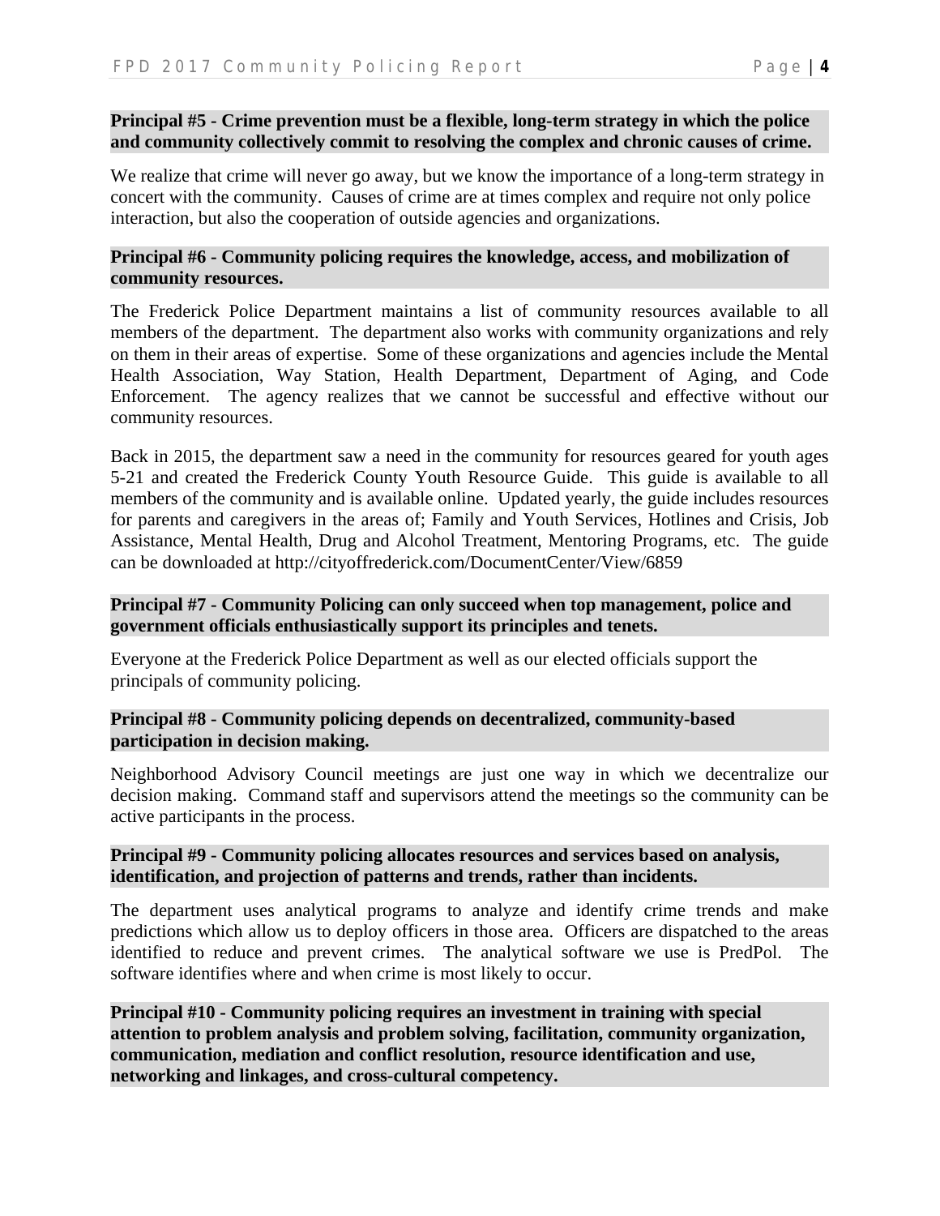**Principal #5 - Crime prevention must be a flexible, long-term strategy in which the police and community collectively commit to resolving the complex and chronic causes of crime.**

We realize that crime will never go away, but we know the importance of a long-term strategy in concert with the community. Causes of crime are at times complex and require not only police interaction, but also the cooperation of outside agencies and organizations.

**Principal #6 - Community policing requires the knowledge, access, and mobilization of community resources.**

The Frederick Police Department maintains a list of community resources available to all members of the department. The department also works with community organizations and rely on them in their areas of expertise. Some of these organizations and agencies include the Mental Health Association, Way Station, Health Department, Department of Aging, and Code Enforcement. The agency realizes that we cannot be successful and effective without our community resources.

Back in 2015, the department saw a need in the community for resources geared for youth ages 5-21 and created the Frederick County Youth Resource Guide. This guide is available to all members of the community and is available online. Updated yearly, the guide includes resources for parents and caregivers in the areas of; Family and Youth Services, Hotlines and Crisis, Job Assistance, Mental Health, Drug and Alcohol Treatment, Mentoring Programs, etc. The guide can be downloaded at http://cityoffrederick.com/DocumentCenter/View/6859

**Principal #7 - Community Policing can only succeed when top management, police and government officials enthusiastically support its principles and tenets.**

Everyone at the Frederick Police Department as well as our elected officials support the principals of community policing.

**Principal #8 - Community policing depends on decentralized, community-based participation in decision making.**

Neighborhood Advisory Council meetings are just one way in which we decentralize our decision making. Command staff and supervisors attend the meetings so the community can be active participants in the process.

**Principal #9 - Community policing allocates resources and services based on analysis, identification, and projection of patterns and trends, rather than incidents.**

The department uses analytical programs to analyze and identify crime trends and make predictions which allow us to deploy officers in those area. Officers are dispatched to the areas identified to reduce and prevent crimes. The analytical software we use is PredPol. The software identifies where and when crime is most likely to occur.

**Principal #10 - Community policing requires an investment in training with special attention to problem analysis and problem solving, facilitation, community organization, communication, mediation and conflict resolution, resource identification and use, networking and linkages, and cross-cultural competency.**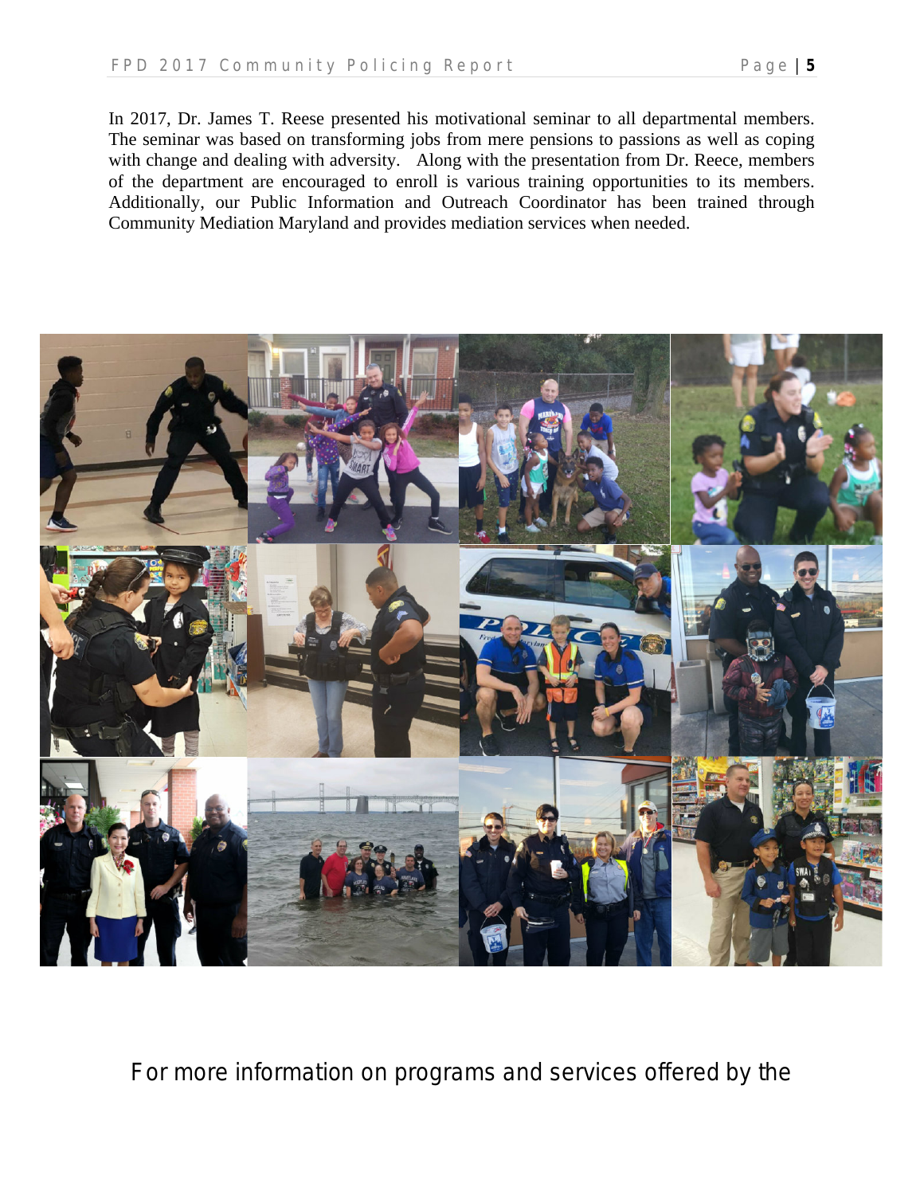In 2017, Dr. James T. Reese presented his motivational seminar to all departmental members. The seminar was based on transforming jobs from mere pensions to passions as well as coping with change and dealing with adversity. Along with the presentation from Dr. Reece, members of the department are encouraged to enroll is various training opportunities to its members. Additionally, our Public Information and Outreach Coordinator has been trained through Community Mediation Maryland and provides mediation services when needed.

For more information on programs and services offered by the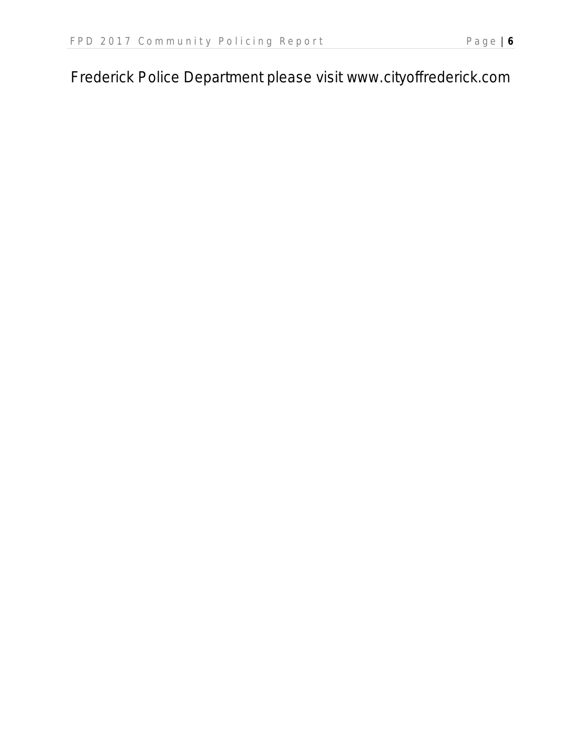Frederick Police Department please visit www.cityoffrederick.com